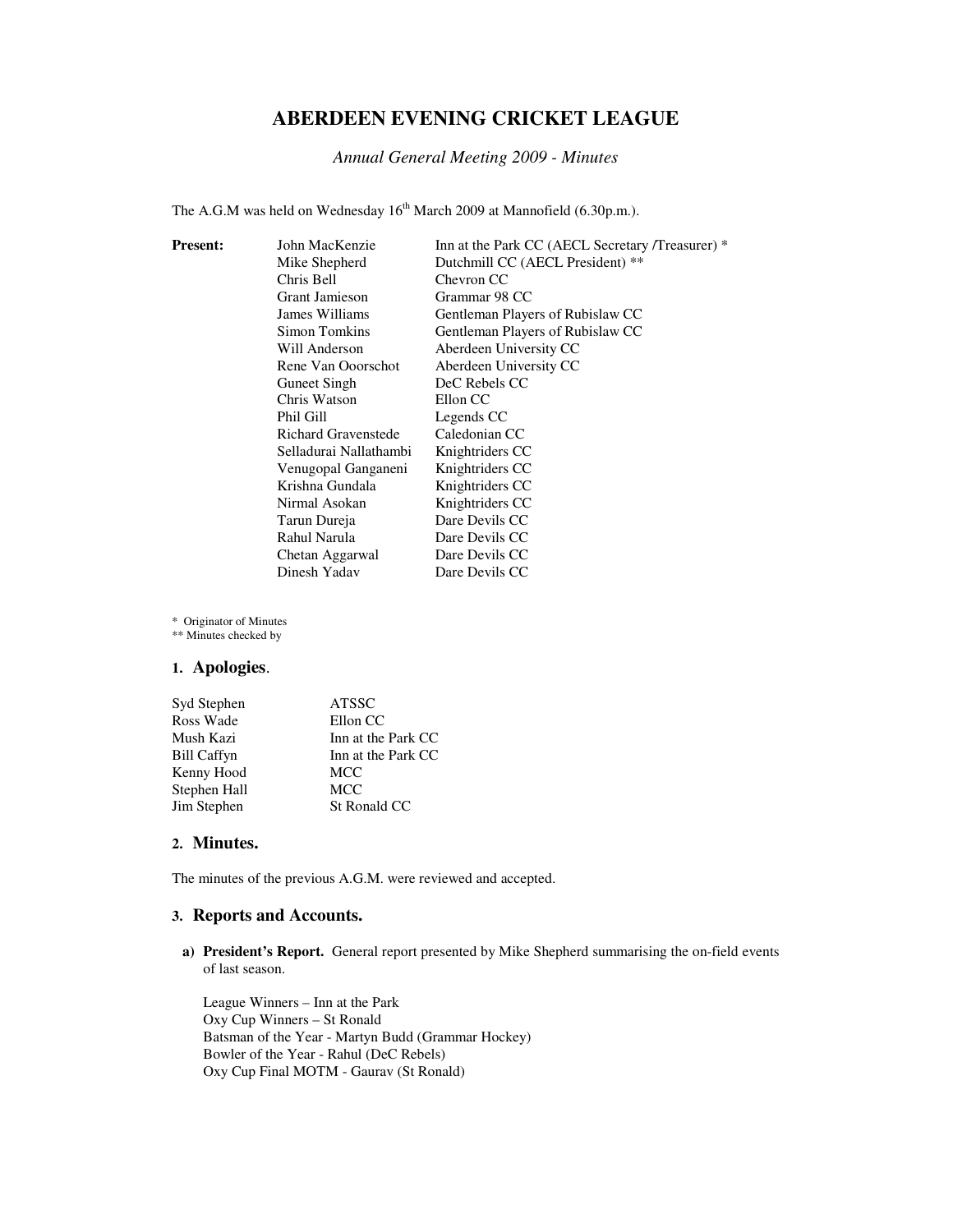# ABERDEEN EVENING CRICKET LEAGUE

*Annual General Meeting 2009 - Minutes*

The A.G.M was held on Wednesday 16th March 2009 at Mannofield (6.30p.m.).

| **Present:** | | |
|---|---|---|
| | John MacKenzie | Inn at the Park CC (AECL Secretary /Treasurer) * |
| | Mike Shepherd | Dutchmill CC (AECL President) ** |
| | Chris Bell | Chevron CC |
| | Grant Jamieson | Grammar 98 CC |
| | James Williams | Gentleman Players of Rubislaw CC |
| | Simon Tomkins | Gentleman Players of Rubislaw CC |
| | Will Anderson | Aberdeen University CC |
| | Rene Van Ooorschot | Aberdeen University CC |
| | Guneet Singh | DeC Rebels CC |
| | Chris Watson | Ellon CC |
| | Phil Gill | Legends CC |
| | Richard Gravenstede | Caledonian CC |
| | Selladurai Nallathambi | Knightriders CC |
| | Venugopal Ganganeni | Knightriders CC |
| | Krishna Gundala | Knightriders CC |
| | Nirmal Asokan | Knightriders CC |
| | Tarun Dureja | Dare Devils CC |
| | Rahul Narula | Dare Devils CC |
| | Chetan Aggarwal | Dare Devils CC |
| | Dinesh Yadav | Dare Devils CC |

\* Originator of Minutes
** Minutes checked by

## 1. Apologies.

| | |
|---|---|
| Syd Stephen | ATSSC |
| Ross Wade | Ellon CC |
| Mush Kazi | Inn at the Park CC |
| Bill Caffyn | Inn at the Park CC |
| Kenny Hood | MCC |
| Stephen Hall | MCC |
| Jim Stephen | St Ronald CC |

## 2. Minutes.

The minutes of the previous A.G.M. were reviewed and accepted.

## 3. Reports and Accounts.

**a) President's Report.** General report presented by Mike Shepherd summarising the on-field events of last season.

League Winners – Inn at the Park
Oxy Cup Winners – St Ronald
Batsman of the Year - Martyn Budd (Grammar Hockey)
Bowler of the Year - Rahul (DeC Rebels)
Oxy Cup Final MOTM - Gaurav (St Ronald)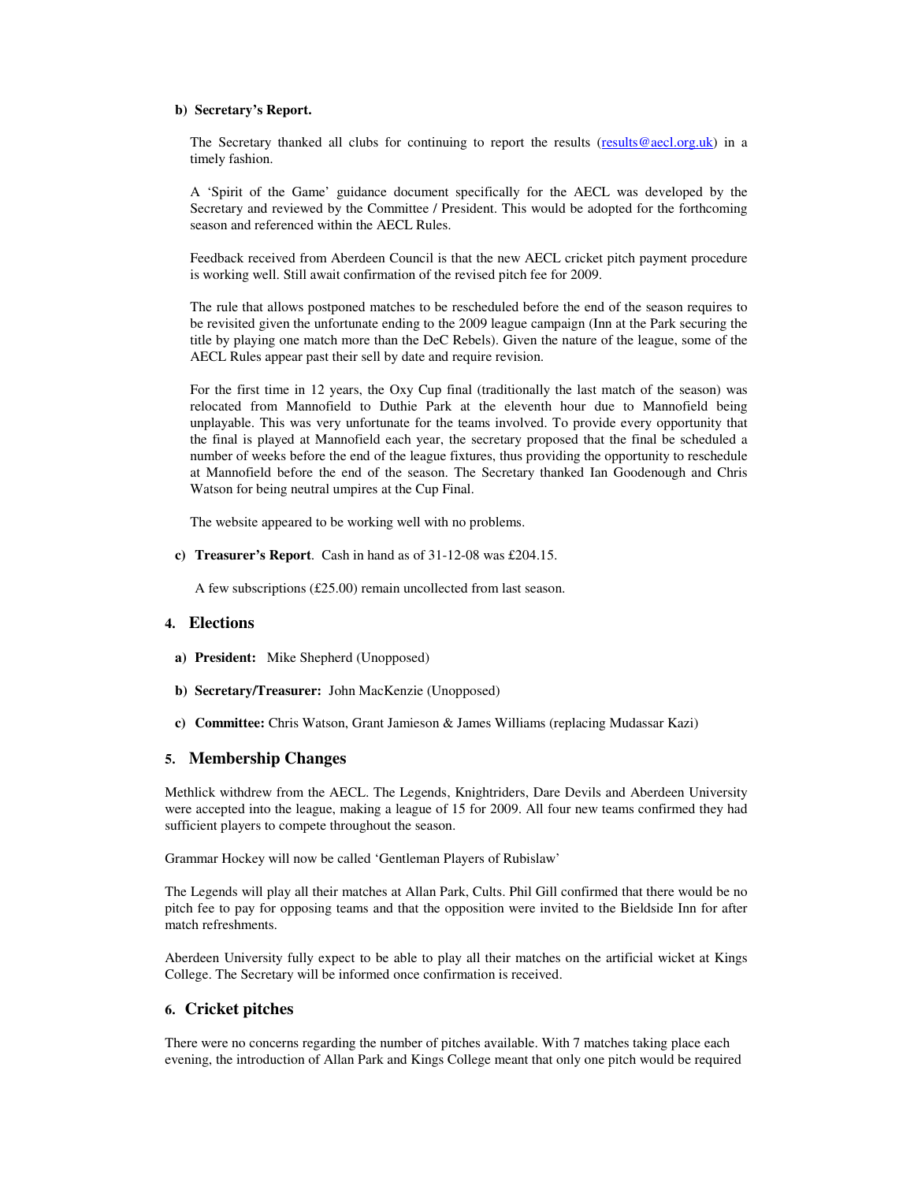**b) Secretary's Report.**

The Secretary thanked all clubs for continuing to report the results (results@aecl.org.uk) in a timely fashion.

A 'Spirit of the Game' guidance document specifically for the AECL was developed by the Secretary and reviewed by the Committee / President. This would be adopted for the forthcoming season and referenced within the AECL Rules.

Feedback received from Aberdeen Council is that the new AECL cricket pitch payment procedure is working well. Still await confirmation of the revised pitch fee for 2009.

The rule that allows postponed matches to be rescheduled before the end of the season requires to be revisited given the unfortunate ending to the 2009 league campaign (Inn at the Park securing the title by playing one match more than the DeC Rebels). Given the nature of the league, some of the AECL Rules appear past their sell by date and require revision.

For the first time in 12 years, the Oxy Cup final (traditionally the last match of the season) was relocated from Mannofield to Duthie Park at the eleventh hour due to Mannofield being unplayable. This was very unfortunate for the teams involved. To provide every opportunity that the final is played at Mannofield each year, the secretary proposed that the final be scheduled a number of weeks before the end of the league fixtures, thus providing the opportunity to reschedule at Mannofield before the end of the season. The Secretary thanked Ian Goodenough and Chris Watson for being neutral umpires at the Cup Final.

The website appeared to be working well with no problems.

**c) Treasurer's Report**. Cash in hand as of 31-12-08 was £204.15.

A few subscriptions (£25.00) remain uncollected from last season.

## 4. Elections

**a) President:** Mike Shepherd (Unopposed)

**b) Secretary/Treasurer:** John MacKenzie (Unopposed)

**c) Committee:** Chris Watson, Grant Jamieson & James Williams (replacing Mudassar Kazi)

## 5. Membership Changes

Methlick withdrew from the AECL. The Legends, Knightriders, Dare Devils and Aberdeen University were accepted into the league, making a league of 15 for 2009. All four new teams confirmed they had sufficient players to compete throughout the season.

Grammar Hockey will now be called 'Gentleman Players of Rubislaw'

The Legends will play all their matches at Allan Park, Cults. Phil Gill confirmed that there would be no pitch fee to pay for opposing teams and that the opposition were invited to the Bieldside Inn for after match refreshments.

Aberdeen University fully expect to be able to play all their matches on the artificial wicket at Kings College. The Secretary will be informed once confirmation is received.

## 6. Cricket pitches

There were no concerns regarding the number of pitches available. With 7 matches taking place each evening, the introduction of Allan Park and Kings College meant that only one pitch would be required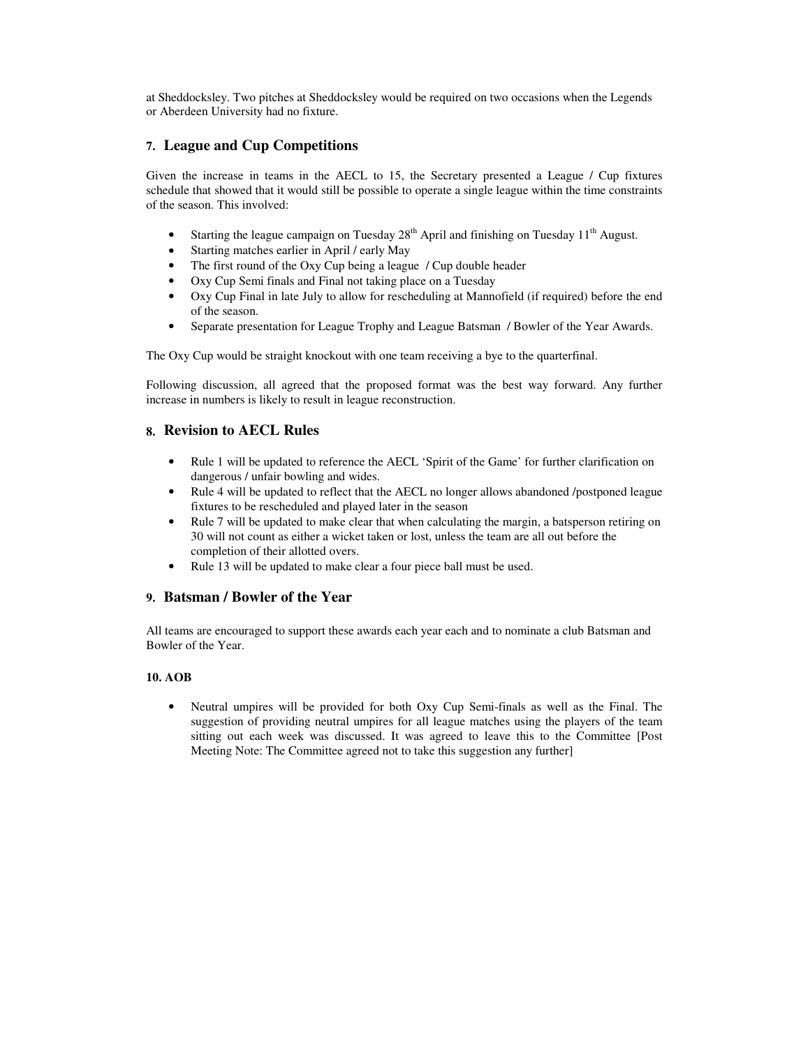at Sheddocksley. Two pitches at Sheddocksley would be required on two occasions when the Legends or Aberdeen University had no fixture.

## 7. League and Cup Competitions

Given the increase in teams in the AECL to 15, the Secretary presented a League / Cup fixtures schedule that showed that it would still be possible to operate a single league within the time constraints of the season. This involved:

- Starting the league campaign on Tuesday 28th April and finishing on Tuesday 11th August.
- Starting matches earlier in April / early May
- The first round of the Oxy Cup being a league / Cup double header
- Oxy Cup Semi finals and Final not taking place on a Tuesday
- Oxy Cup Final in late July to allow for rescheduling at Mannofield (if required) before the end of the season.
- Separate presentation for League Trophy and League Batsman / Bowler of the Year Awards.

The Oxy Cup would be straight knockout with one team receiving a bye to the quarterfinal.

Following discussion, all agreed that the proposed format was the best way forward. Any further increase in numbers is likely to result in league reconstruction.

## 8. Revision to AECL Rules

- Rule 1 will be updated to reference the AECL 'Spirit of the Game' for further clarification on dangerous / unfair bowling and wides.
- Rule 4 will be updated to reflect that the AECL no longer allows abandoned /postponed league fixtures to be rescheduled and played later in the season
- Rule 7 will be updated to make clear that when calculating the margin, a batsperson retiring on 30 will not count as either a wicket taken or lost, unless the team are all out before the completion of their allotted overs.
- Rule 13 will be updated to make clear a four piece ball must be used.

## 9. Batsman / Bowler of the Year

All teams are encouraged to support these awards each year each and to nominate a club Batsman and Bowler of the Year.

**10. AOB**

- Neutral umpires will be provided for both Oxy Cup Semi-finals as well as the Final. The suggestion of providing neutral umpires for all league matches using the players of the team sitting out each week was discussed. It was agreed to leave this to the Committee [Post Meeting Note: The Committee agreed not to take this suggestion any further]